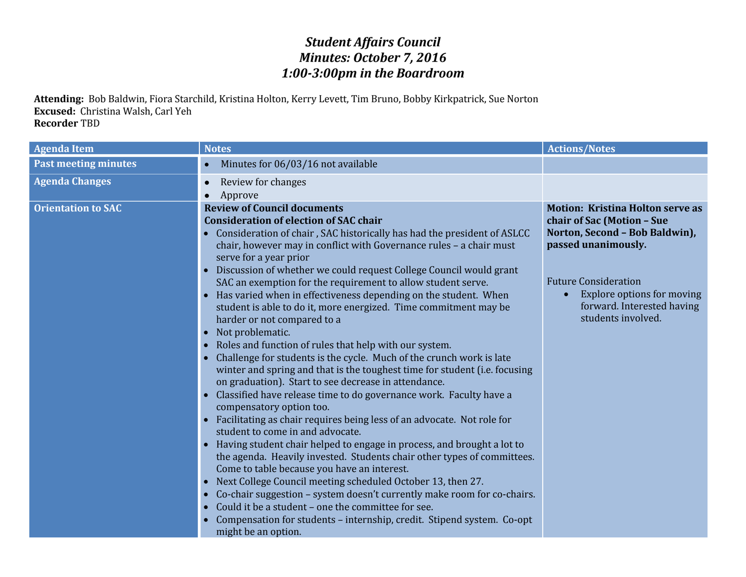# *Student Affairs Council*
# *Minutes: October 7, 2016*
# *1:00-3:00pm in the Boardroom*

**Attending:** Bob Baldwin, Fiora Starchild, Kristina Holton, Kerry Levett, Tim Bruno, Bobby Kirkpatrick, Sue Norton
**Excused:** Christina Walsh, Carl Yeh
**Recorder** TBD

| Agenda Item | Notes | Actions/Notes |
|---|---|---|
| **Past meeting minutes** | • Minutes for 06/03/16 not available | |
| **Agenda Changes** | • Review for changes<br>• Approve | |
| **Orientation to SAC** | **Review of Council documents**<br>**Consideration of election of SAC chair**<br>• Consideration of chair , SAC historically has had the president of ASLCC chair, however may in conflict with Governance rules – a chair must serve for a year prior<br>• Discussion of whether we could request College Council would grant SAC an exemption for the requirement to allow student serve.<br>• Has varied when in effectiveness depending on the student. When student is able to do it, more energized. Time commitment may be harder or not compared to a<br>• Not problematic.<br>• Roles and function of rules that help with our system.<br>• Challenge for students is the cycle. Much of the crunch work is late winter and spring and that is the toughest time for student (i.e. focusing on graduation). Start to see decrease in attendance.<br>• Classified have release time to do governance work. Faculty have a compensatory option too.<br>• Facilitating as chair requires being less of an advocate. Not role for student to come in and advocate.<br>• Having student chair helped to engage in process, and brought a lot to the agenda. Heavily invested. Students chair other types of committees. Come to table because you have an interest.<br>• Next College Council meeting scheduled October 13, then 27.<br>• Co-chair suggestion – system doesn't currently make room for co-chairs.<br>• Could it be a student – one the committee for see.<br>• Compensation for students – internship, credit. Stipend system. Co-opt might be an option. | **Motion: Kristina Holton serve as chair of Sac (Motion – Sue Norton, Second – Bob Baldwin), passed unanimously.**<br><br>Future Consideration<br>• Explore options for moving forward. Interested having students involved. |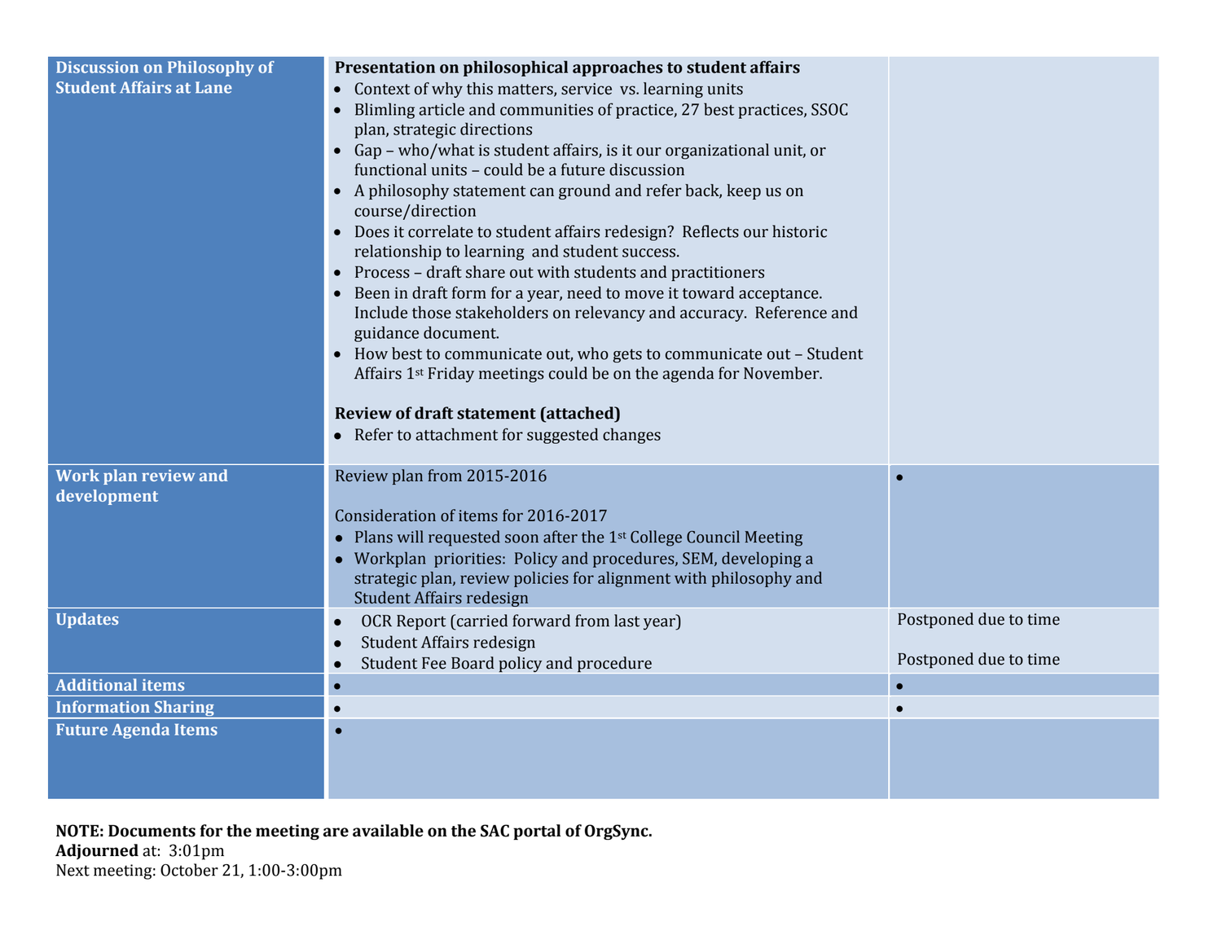| | | |
|---|---|---|
| **Discussion on Philosophy of Student Affairs at Lane** | **Presentation on philosophical approaches to student affairs**<br>• Context of why this matters, service vs. learning units<br>• Blimling article and communities of practice, 27 best practices, SSOC plan, strategic directions<br>• Gap – who/what is student affairs, is it our organizational unit, or functional units – could be a future discussion<br>• A philosophy statement can ground and refer back, keep us on course/direction<br>• Does it correlate to student affairs redesign? Reflects our historic relationship to learning and student success.<br>• Process – draft share out with students and practitioners<br>• Been in draft form for a year, need to move it toward acceptance. Include those stakeholders on relevancy and accuracy. Reference and guidance document.<br>• How best to communicate out, who gets to communicate out – Student Affairs 1st Friday meetings could be on the agenda for November.<br><br>**Review of draft statement (attached)**<br>• Refer to attachment for suggested changes | |
| **Work plan review and development** | Review plan from 2015-2016<br><br>Consideration of items for 2016-2017<br>• Plans will requested soon after the 1st College Council Meeting<br>• Workplan priorities: Policy and procedures, SEM, developing a strategic plan, review policies for alignment with philosophy and Student Affairs redesign | • |
| **Updates** | • OCR Report (carried forward from last year)<br>• Student Affairs redesign<br>• Student Fee Board policy and procedure | Postponed due to time<br><br>Postponed due to time |
| **Additional items** | • | • |
| **Information Sharing** | • | • |
| **Future Agenda Items** | • | |

**NOTE: Documents for the meeting are available on the SAC portal of OrgSync.**
**Adjourned** at: 3:01pm
Next meeting: October 21, 1:00-3:00pm